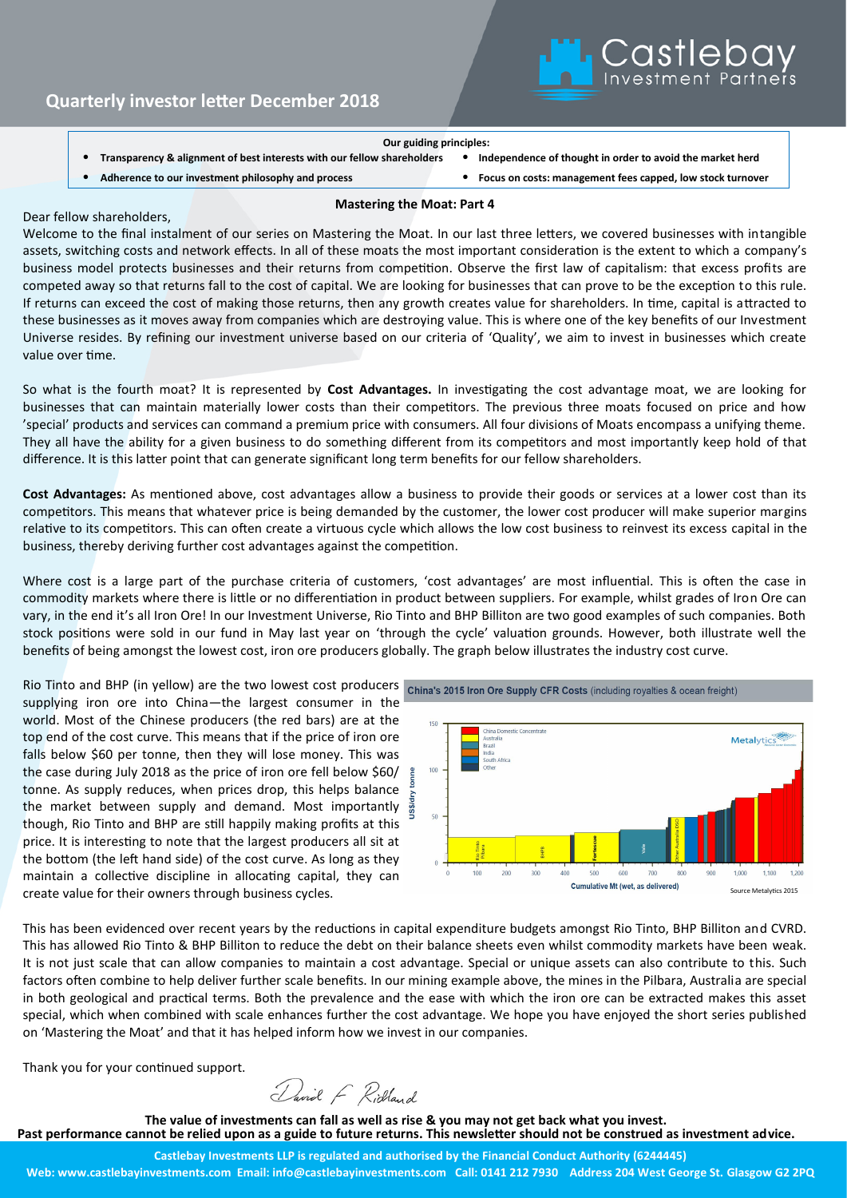# Quarterly investor letter December 2018

**Our guiding principles:**

- **Transparency & alignment of best interests with our fellow shareholders**
- **Independence of thought in order to avoid the market herd**
- **Adherence to our investment philosophy and process**
- **Focus on costs: management fees capped, low stock turnover**

## Mastering the Moat: Part 4

Dear fellow shareholders,

Welcome to the final instalment of our series on Mastering the Moat. In our last three letters, we covered businesses with intangible assets, switching costs and network effects. In all of these moats the most important consideration is the extent to which a company's business model protects businesses and their returns from competition. Observe the first law of capitalism: that excess profits are competed away so that returns fall to the cost of capital. We are looking for businesses that can prove to be the exception to this rule. If returns can exceed the cost of making those returns, then any growth creates value for shareholders. In time, capital is attracted to these businesses as it moves away from companies which are destroying value. This is where one of the key benefits of our Investment Universe resides. By refining our investment universe based on our criteria of 'Quality', we aim to invest in businesses which create value over time.

So what is the fourth moat? It is represented by **Cost Advantages.** In investigating the cost advantage moat, we are looking for businesses that can maintain materially lower costs than their competitors. The previous three moats focused on price and how 'special' products and services can command a premium price with consumers. All four divisions of Moats encompass a unifying theme. They all have the ability for a given business to do something different from its competitors and most importantly keep hold of that difference. It is this latter point that can generate significant long term benefits for our fellow shareholders.

**Cost Advantages:** As mentioned above, cost advantages allow a business to provide their goods or services at a lower cost than its competitors. This means that whatever price is being demanded by the customer, the lower cost producer will make superior margins relative to its competitors. This can often create a virtuous cycle which allows the low cost business to reinvest its excess capital in the business, thereby deriving further cost advantages against the competition.

Where cost is a large part of the purchase criteria of customers, 'cost advantages' are most influential. This is often the case in commodity markets where there is little or no differentiation in product between suppliers. For example, whilst grades of Iron Ore can vary, in the end it's all Iron Ore! In our Investment Universe, Rio Tinto and BHP Billiton are two good examples of such companies. Both stock positions were sold in our fund in May last year on 'through the cycle' valuation grounds. However, both illustrate well the benefits of being amongst the lowest cost, iron ore producers globally. The graph below illustrates the industry cost curve.

Rio Tinto and BHP (in yellow) are the two lowest cost producers supplying iron ore into China—the largest consumer in the world. Most of the Chinese producers (the red bars) are at the top end of the cost curve. This means that if the price of iron ore falls below \$60 per tonne, then they will lose money. This was the case during July 2018 as the price of iron ore fell below \$60/tonne. As supply reduces, when prices drop, this helps balance the market between supply and demand. Most importantly though, Rio Tinto and BHP are still happily making profits at this price. It is interesting to note that the largest producers all sit at the bottom (the left hand side) of the cost curve. As long as they maintain a collective discipline in allocating capital, they can create value for their owners through business cycles.

**China's 2015 Iron Ore Supply CFR Costs** (including royalties & ocean freight)

Source Metalytics 2015

This has been evidenced over recent years by the reductions in capital expenditure budgets amongst Rio Tinto, BHP Billiton and CVRD. This has allowed Rio Tinto & BHP Billiton to reduce the debt on their balance sheets even whilst commodity markets have been weak. It is not just scale that can allow companies to maintain a cost advantage. Special or unique assets can also contribute to this. Such factors often combine to help deliver further scale benefits. In our mining example above, the mines in the Pilbara, Australia are special in both geological and practical terms. Both the prevalence and the ease with which the iron ore can be extracted makes this asset special, which when combined with scale enhances further the cost advantage. We hope you have enjoyed the short series published on 'Mastering the Moat' and that it has helped inform how we invest in our companies.

Thank you for your continued support.

David F Ridland

**The value of investments can fall as well as rise & you may not get back what you invest.**
**Past performance cannot be relied upon as a guide to future returns. This newsletter should not be construed as investment advice.**

**Castlebay Investments LLP is regulated and authorised by the Financial Conduct Authority (6244445)**
**Web: www.castlebayinvestments.com Email: info@castlebayinvestments.com Call: 0141 212 7930 Address 204 West George St. Glasgow G2 2PQ**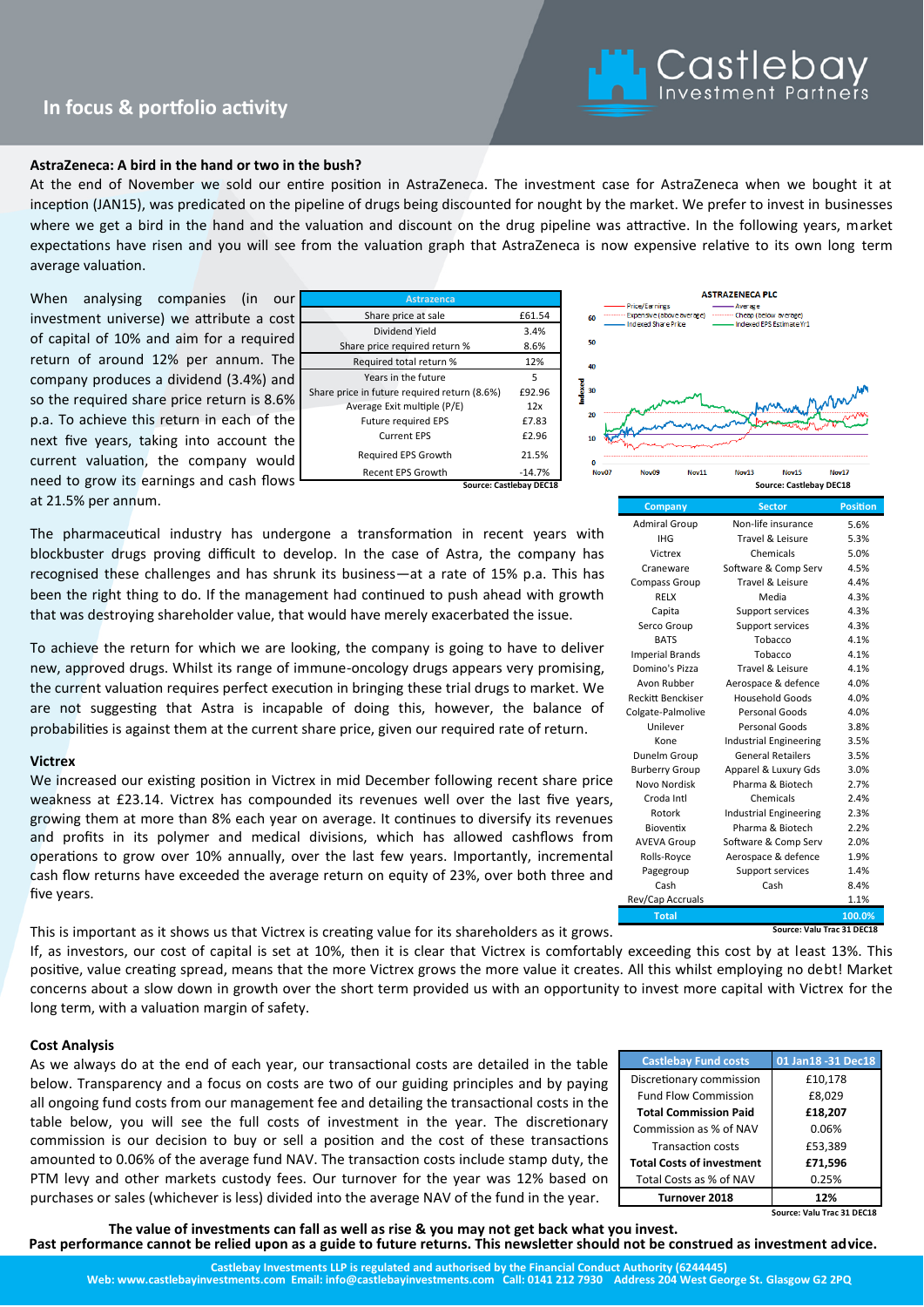# In focus & portfolio activity

### AstraZeneca: A bird in the hand or two in the bush?

At the end of November we sold our entire position in AstraZeneca. The investment case for AstraZeneca when we bought it at inception (JAN15), was predicated on the pipeline of drugs being discounted for nought by the market. We prefer to invest in businesses where we get a bird in the hand and the valuation and discount on the drug pipeline was attractive. In the following years, market expectations have risen and you will see from the valuation graph that AstraZeneca is now expensive relative to its own long term average valuation.

When analysing companies (in our investment universe) we attribute a cost of capital of 10% and aim for a required return of around 12% per annum. The company produces a dividend (3.4%) and so the required share price return is 8.6% p.a. To achieve this return in each of the next five years, taking into account the current valuation, the company would need to grow its earnings and cash flows at 21.5% per annum.

| Astrazenca | |
|---|---|
| Share price at sale | £61.54 |
| Dividend Yield | 3.4% |
| Share price required return % | 8.6% |
| Required total return % | 12% |
| Years in the future | 5 |
| Share price in future required return (8.6%) | £92.96 |
| Average Exit multiple (P/E) | 12x |
| Future required EPS | £7.83 |
| Current EPS | £2.96 |
| Required EPS Growth | 21.5% |
| Recent EPS Growth | -14.7% |

Source: Castlebay DEC18

ASTRAZENECA PLC
Price/Earnings
Average
Expensive (above average)
Cheap (below average)
Indexed Share Price
Indexed EPS Estimate Yr1
Indexed
60
50
40
30
20
10
0
Nov07 Nov09 Nov11 Nov13 Nov15 Nov17
Source: Castlebay DEC18

The pharmaceutical industry has undergone a transformation in recent years with blockbuster drugs proving difficult to develop. In the case of Astra, the company has recognised these challenges and has shrunk its business—at a rate of 15% p.a. This has been the right thing to do. If the management had continued to push ahead with growth that was destroying shareholder value, that would have merely exacerbated the issue.

To achieve the return for which we are looking, the company is going to have to deliver new, approved drugs. Whilst its range of immune-oncology drugs appears very promising, the current valuation requires perfect execution in bringing these trial drugs to market. We are not suggesting that Astra is incapable of doing this, however, the balance of probabilities is against them at the current share price, given our required rate of return.

### Victrex

We increased our existing position in Victrex in mid December following recent share price weakness at £23.14. Victrex has compounded its revenues well over the last five years, growing them at more than 8% each year on average. It continues to diversify its revenues and profits in its polymer and medical divisions, which has allowed cashflows from operations to grow over 10% annually, over the last few years. Importantly, incremental cash flow returns have exceeded the average return on equity of 23%, over both three and five years.

| Company | Sector | Position |
|---|---|---|
| Admiral Group | Non-life insurance | 5.6% |
| IHG | Travel & Leisure | 5.3% |
| Victrex | Chemicals | 5.0% |
| Craneware | Software & Comp Serv | 4.5% |
| Compass Group | Travel & Leisure | 4.4% |
| RELX | Media | 4.3% |
| Capita | Support services | 4.3% |
| Serco Group | Support services | 4.3% |
| BATS | Tobacco | 4.1% |
| Imperial Brands | Tobacco | 4.1% |
| Domino's Pizza | Travel & Leisure | 4.1% |
| Avon Rubber | Aerospace & defence | 4.0% |
| Reckitt Benckiser | Household Goods | 4.0% |
| Colgate-Palmolive | Personal Goods | 4.0% |
| Unilever | Personal Goods | 3.8% |
| Kone | Industrial Engineering | 3.5% |
| Dunelm Group | General Retailers | 3.5% |
| Burberry Group | Apparel & Luxury Gds | 3.0% |
| Novo Nordisk | Pharma & Biotech | 2.7% |
| Croda Intl | Chemicals | 2.4% |
| Rotork | Industrial Engineering | 2.3% |
| Bioventix | Pharma & Biotech | 2.2% |
| AVEVA Group | Software & Comp Serv | 2.0% |
| Rolls-Royce | Aerospace & defence | 1.9% |
| Pagegroup | Support services | 1.4% |
| Cash | Cash | 8.4% |
| Rev/Cap Accruals | | 1.1% |
| **Total** | | **100.0%** |

Source: Valu Trac 31 DEC18

This is important as it shows us that Victrex is creating value for its shareholders as it grows. If, as investors, our cost of capital is set at 10%, then it is clear that Victrex is comfortably exceeding this cost by at least 13%. This positive, value creating spread, means that the more Victrex grows the more value it creates. All this whilst employing no debt! Market concerns about a slow down in growth over the short term provided us with an opportunity to invest more capital with Victrex for the long term, with a valuation margin of safety.

### Cost Analysis

As we always do at the end of each year, our transactional costs are detailed in the table below. Transparency and a focus on costs are two of our guiding principles and by paying all ongoing fund costs from our management fee and detailing the transactional costs in the table below, you will see the full costs of investment in the year. The discretionary commission is our decision to buy or sell a position and the cost of these transactions amounted to 0.06% of the average fund NAV. The transaction costs include stamp duty, the PTM levy and other markets custody fees. Our turnover for the year was 12% based on purchases or sales (whichever is less) divided into the average NAV of the fund in the year.

| Castlebay Fund costs | 01 Jan18 -31 Dec18 |
|---|---|
| Discretionary commission | £10,178 |
| Fund Flow Commission | £8,029 |
| **Total Commission Paid** | **£18,207** |
| Commission as % of NAV | 0.06% |
| Transaction costs | £53,389 |
| **Total Costs of investment** | **£71,596** |
| Total Costs as % of NAV | 0.25% |
| **Turnover 2018** | **12%** |

Source: Valu Trac 31 DEC18

**The value of investments can fall as well as rise & you may not get back what you invest.**
**Past performance cannot be relied upon as a guide to future returns. This newsletter should not be construed as investment advice.**

**Castlebay Investments LLP is regulated and authorised by the Financial Conduct Authority (6244445)**
**Web: www.castlebayinvestments.com Email: info@castlebayinvestments.com Call: 0141 212 7930 Address 204 West George St. Glasgow G2 2PQ**